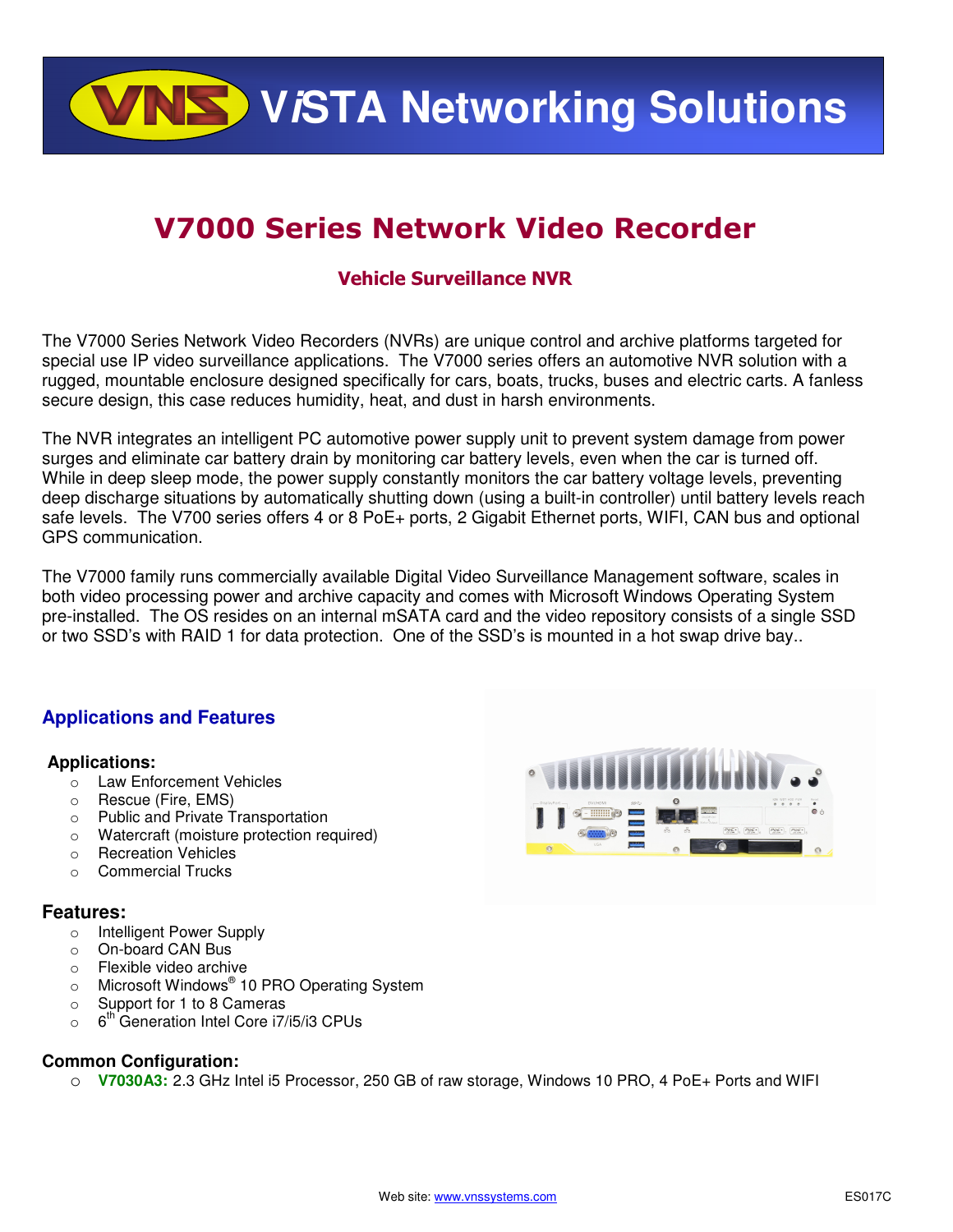# VISTA Networking Solutions

## V7000 Series Network Video Recorder

### Vehicle Surveillance NVR

The V7000 Series Network Video Recorders (NVRs) are unique control and archive platforms targeted for special use IP video surveillance applications. The V7000 series offers an automotive NVR solution with a rugged, mountable enclosure designed specifically for cars, boats, trucks, buses and electric carts. A fanless secure design, this case reduces humidity, heat, and dust in harsh environments.

The NVR integrates an intelligent PC automotive power supply unit to prevent system damage from power surges and eliminate car battery drain by monitoring car battery levels, even when the car is turned off. While in deep sleep mode, the power supply constantly monitors the car battery voltage levels, preventing deep discharge situations by automatically shutting down (using a built-in controller) until battery levels reach safe levels. The V700 series offers 4 or 8 PoE+ ports, 2 Gigabit Ethernet ports, WIFI, CAN bus and optional GPS communication.

The V7000 family runs commercially available Digital Video Surveillance Management software, scales in both video processing power and archive capacity and comes with Microsoft Windows Operating System pre-installed. The OS resides on an internal mSATA card and the video repository consists of a single SSD or two SSD's with RAID 1 for data protection. One of the SSD's is mounted in a hot swap drive bay..

## Applications and Features

**Applications:**

- Law Enforcement Vehicles
- Rescue (Fire, EMS)
- Public and Private Transportation
- Watercraft (moisture protection required)
- Recreation Vehicles
- Commercial Trucks

**Features:**

- Intelligent Power Supply
- On-board CAN Bus
- Flexible video archive
- Microsoft Windows® 10 PRO Operating System
- Support for 1 to 8 Cameras
- 6th Generation Intel Core i7/i5/i3 CPUs

**Common Configuration:**

- **V7030A3:** 2.3 GHz Intel i5 Processor, 250 GB of raw storage, Windows 10 PRO, 4 PoE+ Ports and WIFI

Web site: www.vnssystems.com ES017C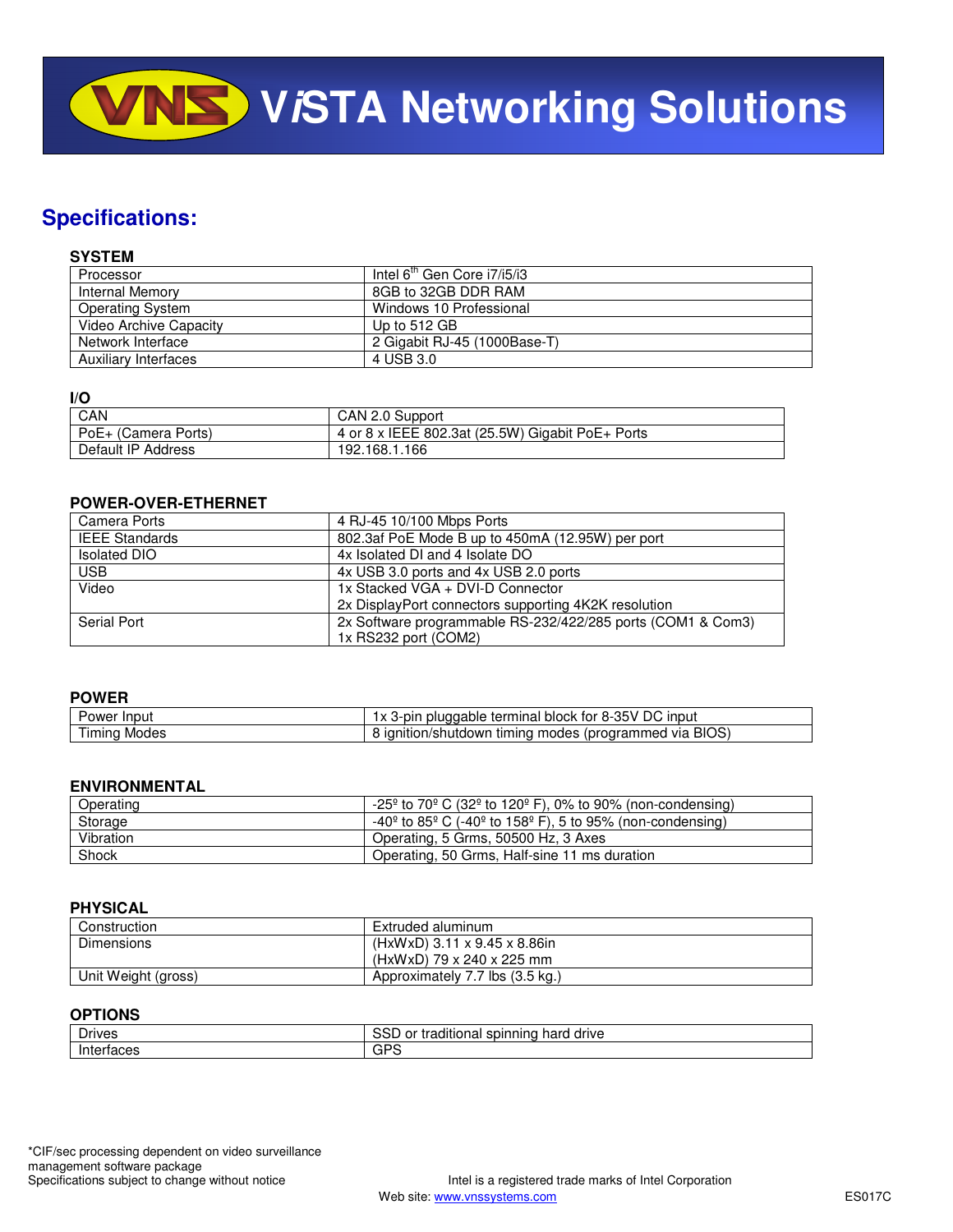# ViSTA Networking Solutions

## Specifications:

### SYSTEM

| | |
|---|---|
| Processor | Intel 6th Gen Core i7/i5/i3 |
| Internal Memory | 8GB to 32GB DDR RAM |
| Operating System | Windows 10 Professional |
| Video Archive Capacity | Up to 512 GB |
| Network Interface | 2 Gigabit RJ-45 (1000Base-T) |
| Auxiliary Interfaces | 4 USB 3.0 |

### I/O

| | |
|---|---|
| CAN | CAN 2.0 Support |
| PoE+ (Camera Ports) | 4 or 8 x IEEE 802.3at (25.5W) Gigabit PoE+ Ports |
| Default IP Address | 192.168.1.166 |

### POWER-OVER-ETHERNET

| | |
|---|---|
| Camera Ports | 4 RJ-45 10/100 Mbps Ports |
| IEEE Standards | 802.3af PoE Mode B up to 450mA (12.95W) per port |
| Isolated DIO | 4x Isolated DI and 4 Isolate DO |
| USB | 4x USB 3.0 ports and 4x USB 2.0 ports |
| Video | 1x Stacked VGA + DVI-D Connector<br>2x DisplayPort connectors supporting 4K2K resolution |
| Serial Port | 2x Software programmable RS-232/422/285 ports (COM1 & Com3)<br>1x RS232 port (COM2) |

### POWER

| | |
|---|---|
| Power Input | 1x 3-pin pluggable terminal block for 8-35V DC input |
| Timing Modes | 8 ignition/shutdown timing modes (programmed via BIOS) |

### ENVIRONMENTAL

| | |
|---|---|
| Operating | -25º to 70º C (32º to 120º F), 0% to 90% (non-condensing) |
| Storage | -40º to 85º C (-40º to 158º F), 5 to 95% (non-condensing) |
| Vibration | Operating, 5 Grms, 50500 Hz, 3 Axes |
| Shock | Operating, 50 Grms, Half-sine 11 ms duration |

### PHYSICAL

| | |
|---|---|
| Construction | Extruded aluminum |
| Dimensions | (HxWxD) 3.11 x 9.45 x 8.86in<br>(HxWxD) 79 x 240 x 225 mm |
| Unit Weight (gross) | Approximately 7.7 lbs (3.5 kg.) |

### OPTIONS

| | |
|---|---|
| Drives | SSD or traditional spinning hard drive |
| Interfaces | GPS |

*CIF/sec processing dependent on video surveillance management software package
Specifications subject to change without notice

Intel is a registered trade marks of Intel Corporation

Web site: www.vnssystems.com

ES017C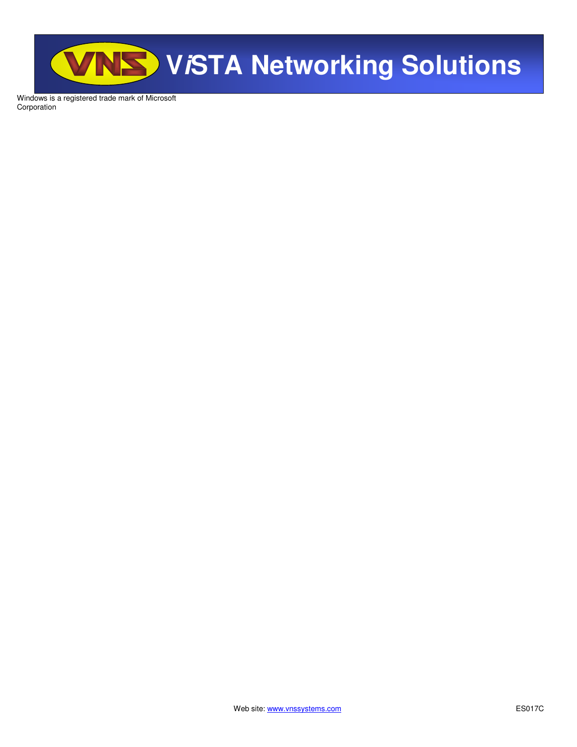# V*i*STA Networking Solutions

Windows is a registered trade mark of Microsoft Corporation

Web site: www.vnssystems.com

ES017C